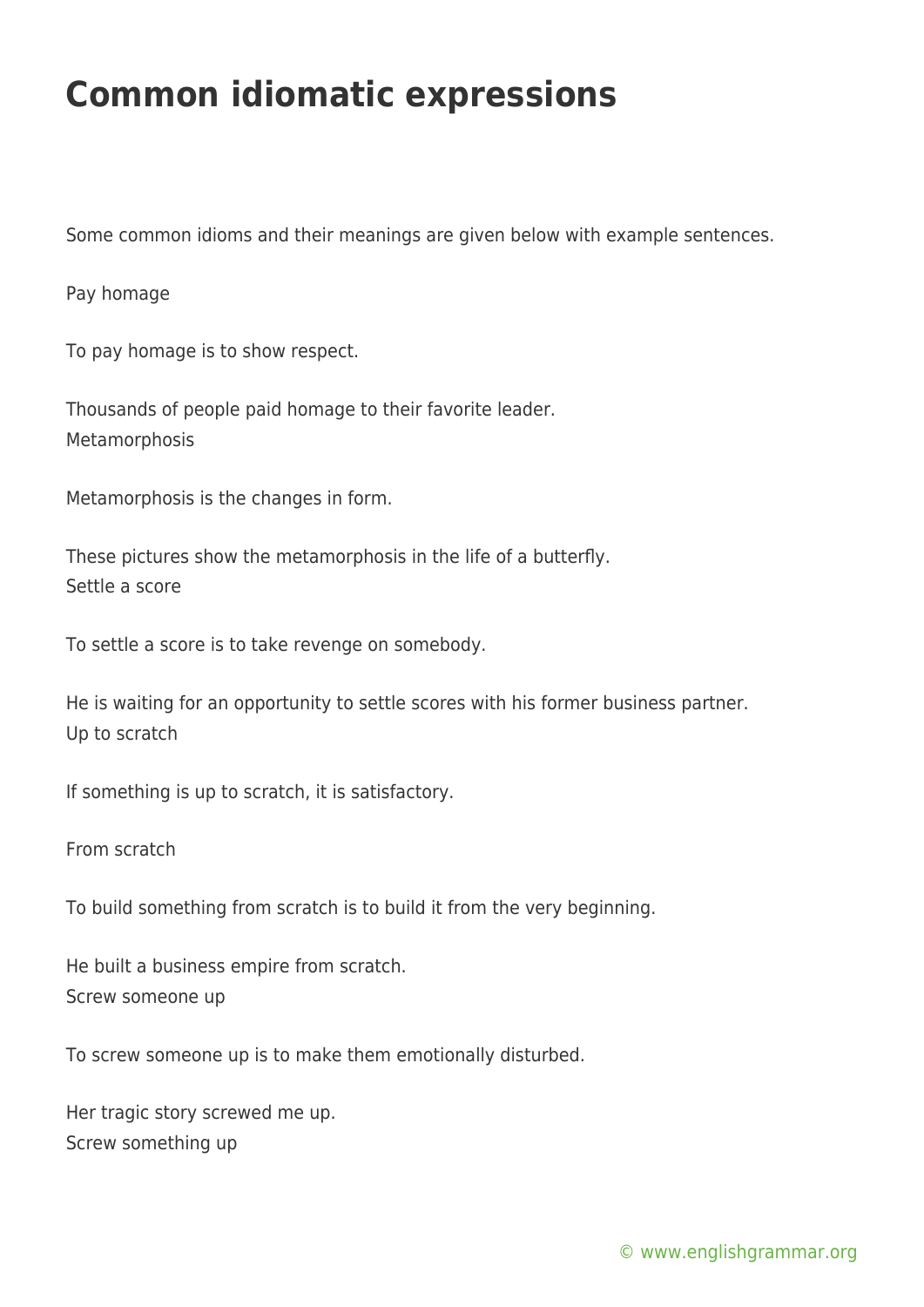# Common idiomatic expressions

Some common idioms and their meanings are given below with example sentences.

Pay homage

To pay homage is to show respect.

Thousands of people paid homage to their favorite leader.
Metamorphosis

Metamorphosis is the changes in form.

These pictures show the metamorphosis in the life of a butterfly.
Settle a score

To settle a score is to take revenge on somebody.

He is waiting for an opportunity to settle scores with his former business partner.
Up to scratch

If something is up to scratch, it is satisfactory.

From scratch

To build something from scratch is to build it from the very beginning.

He built a business empire from scratch.
Screw someone up

To screw someone up is to make them emotionally disturbed.

Her tragic story screwed me up.
Screw something up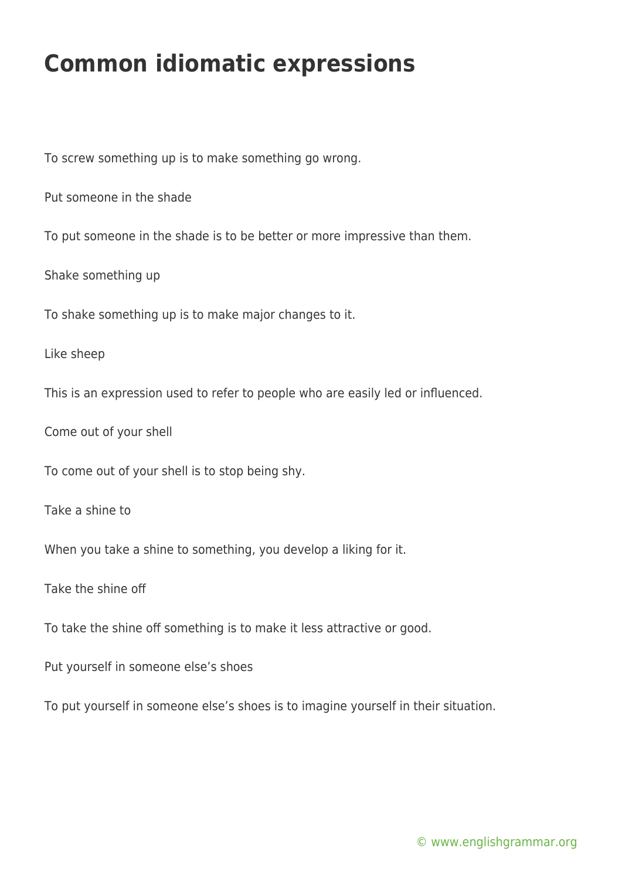# Common idiomatic expressions

To screw something up is to make something go wrong.

Put someone in the shade

To put someone in the shade is to be better or more impressive than them.

Shake something up

To shake something up is to make major changes to it.

Like sheep

This is an expression used to refer to people who are easily led or influenced.

Come out of your shell

To come out of your shell is to stop being shy.

Take a shine to

When you take a shine to something, you develop a liking for it.

Take the shine off

To take the shine off something is to make it less attractive or good.

Put yourself in someone else's shoes

To put yourself in someone else's shoes is to imagine yourself in their situation.